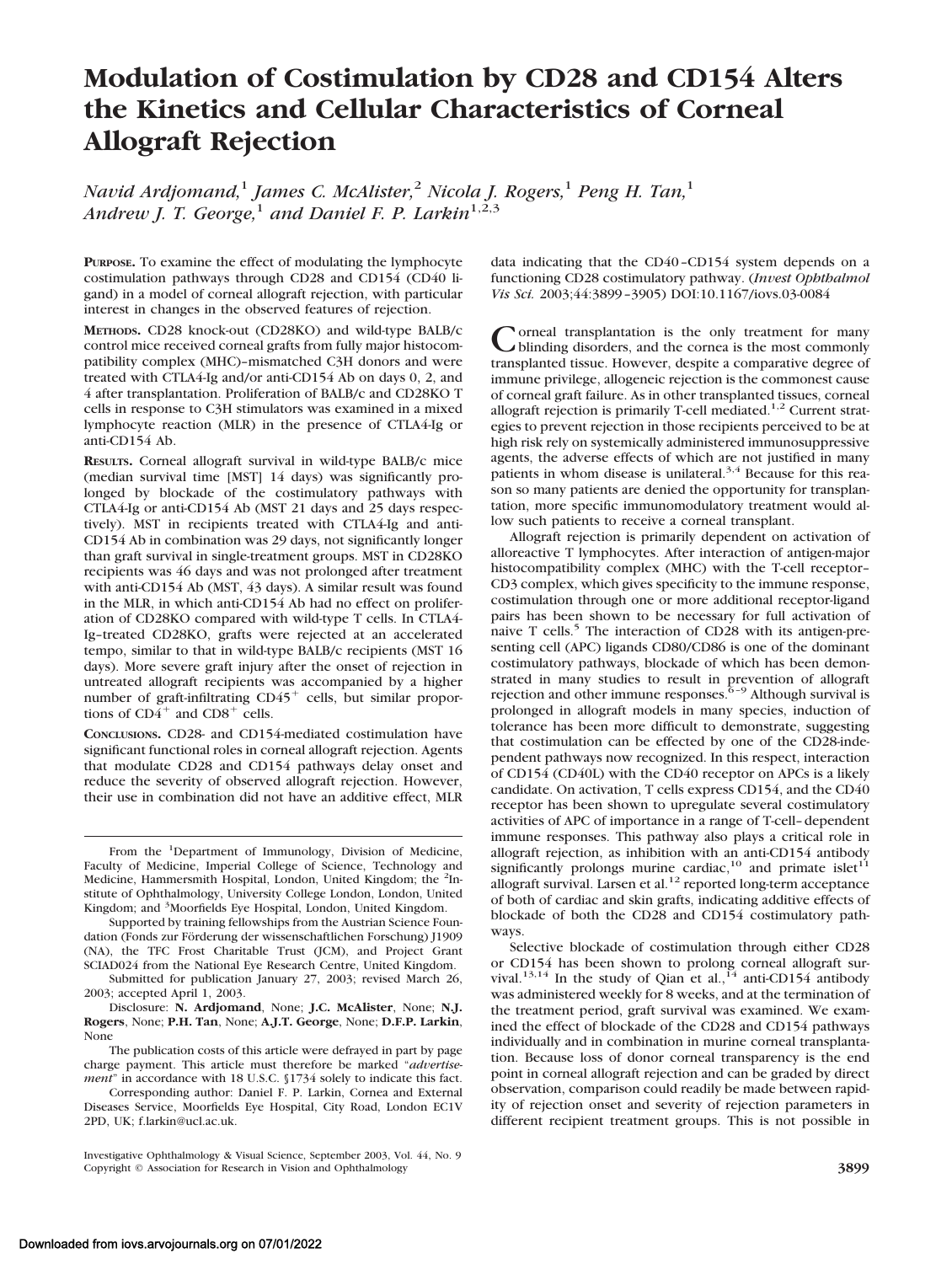# Modulation of Costimulation by CD28 and CD154 Alters the Kinetics and Cellular Characteristics of Corneal Allograft Rejection

*Navid Ardjomand,[1] James C. McAlister,[2] Nicola J. Rogers,[1] Peng H. Tan,[1] Andrew J. T. George,[1] and Daniel F. P. Larkin[1,2,3]*

**PURPOSE.** To examine the effect of modulating the lymphocyte costimulation pathways through CD28 and CD154 (CD40 ligand) in a model of corneal allograft rejection, with particular interest in changes in the observed features of rejection.

**METHODS.** CD28 knock-out (CD28KO) and wild-type BALB/c control mice received corneal grafts from fully major histocompatibility complex (MHC)–mismatched C3H donors and were treated with CTLA4-Ig and/or anti-CD154 Ab on days 0, 2, and 4 after transplantation. Proliferation of BALB/c and CD28KO T cells in response to C3H stimulators was examined in a mixed lymphocyte reaction (MLR) in the presence of CTLA4-Ig or anti-CD154 Ab.

**RESULTS.** Corneal allograft survival in wild-type BALB/c mice (median survival time [MST] 14 days) was significantly prolonged by blockade of the costimulatory pathways with CTLA4-Ig or anti-CD154 Ab (MST 21 days and 25 days respectively). MST in recipients treated with CTLA4-Ig and anti-CD154 Ab in combination was 29 days, not significantly longer than graft survival in single-treatment groups. MST in CD28KO recipients was 46 days and was not prolonged after treatment with anti-CD154 Ab (MST, 43 days). A similar result was found in the MLR, in which anti-CD154 Ab had no effect on proliferation of CD28KO compared with wild-type T cells. In CTLA4-Ig–treated CD28KO, grafts were rejected at an accelerated tempo, similar to that in wild-type BALB/c recipients (MST 16 days). More severe graft injury after the onset of rejection in untreated allograft recipients was accompanied by a higher number of graft-infiltrating $CD45^+$ cells, but similar proportions of $CD4^+$ and $CD8^+$ cells.

**CONCLUSIONS.** CD28- and CD154-mediated costimulation have significant functional roles in corneal allograft rejection. Agents that modulate CD28 and CD154 pathways delay onset and reduce the severity of observed allograft rejection. However, their use in combination did not have an additive effect, MLR data indicating that the CD40–CD154 system depends on a functioning CD28 costimulatory pathway. (*Invest Ophthalmol Vis Sci.* 2003;44:3899–3905) DOI:10.1167/iovs.03-0084

Corneal transplantation is the only treatment for many blinding disorders, and the cornea is the most commonly transplanted tissue. However, despite a comparative degree of immune privilege, allogeneic rejection is the commonest cause of corneal graft failure. As in other transplanted tissues, corneal allograft rejection is primarily T-cell mediated.[1,2] Current strategies to prevent rejection in those recipients perceived to be at high risk rely on systemically administered immunosuppressive agents, the adverse effects of which are not justified in many patients in whom disease is unilateral.[3,4] Because for this reason so many patients are denied the opportunity for transplantation, more specific immunomodulatory treatment would allow such patients to receive a corneal transplant.

Allograft rejection is primarily dependent on activation of alloreactive T lymphocytes. After interaction of antigen-major histocompatibility complex (MHC) with the T-cell receptor–CD3 complex, which gives specificity to the immune response, costimulation through one or more additional receptor-ligand pairs has been shown to be necessary for full activation of naive T cells.[5] The interaction of CD28 with its antigen-presenting cell (APC) ligands CD80/CD86 is one of the dominant costimulatory pathways, blockade of which has been demonstrated in many studies to result in prevention of allograft rejection and other immune responses.[6–9] Although survival is prolonged in allograft models in many species, induction of tolerance has been more difficult to demonstrate, suggesting that costimulation can be effected by one of the CD28-independent pathways now recognized. In this respect, interaction of CD154 (CD40L) with the CD40 receptor on APCs is a likely candidate. On activation, T cells express CD154, and the CD40 receptor has been shown to upregulate several costimulatory activities of APC of importance in a range of T-cell–dependent immune responses. This pathway also plays a critical role in allograft rejection, as inhibition with an anti-CD154 antibody significantly prolongs murine cardiac,[10] and primate islet[11] allograft survival. Larsen et al.[12] reported long-term acceptance of both of cardiac and skin grafts, indicating additive effects of blockade of both the CD28 and CD154 costimulatory pathways.

Selective blockade of costimulation through either CD28 or CD154 has been shown to prolong corneal allograft survival.[13,14] In the study of Qian et al.,[14] anti-CD154 antibody was administered weekly for 8 weeks, and at the termination of the treatment period, graft survival was examined. We examined the effect of blockade of the CD28 and CD154 pathways individually and in combination in murine corneal transplantation. Because loss of donor corneal transparency is the end point in corneal allograft rejection and can be graded by direct observation, comparison could readily be made between rapidity of rejection onset and severity of rejection parameters in different recipient treatment groups. This is not possible in

From the [1]Department of Immunology, Division of Medicine, Faculty of Medicine, Imperial College of Science, Technology and Medicine, Hammersmith Hospital, London, United Kingdom; the [2]Institute of Ophthalmology, University College London, London, United Kingdom; and [3]Moorfields Eye Hospital, London, United Kingdom.

Supported by training fellowships from the Austrian Science Foundation (Fonds zur Förderung der wissenschaftlichen Forschung) J1909 (NA), the TFC Frost Charitable Trust (JCM), and Project Grant SCIAD024 from the National Eye Research Centre, United Kingdom.

Submitted for publication January 27, 2003; revised March 26, 2003; accepted April 1, 2003.

Disclosure: **N. Ardjomand**, None; **J.C. McAlister**, None; **N.J. Rogers**, None; **P.H. Tan**, None; **A.J.T. George**, None; **D.F.P. Larkin**, None

The publication costs of this article were defrayed in part by page charge payment. This article must therefore be marked "*advertisement*" in accordance with 18 U.S.C. §1734 solely to indicate this fact.

Corresponding author: Daniel F. P. Larkin, Cornea and External Diseases Service, Moorfields Eye Hospital, City Road, London EC1V 2PD, UK; f.larkin@ucl.ac.uk.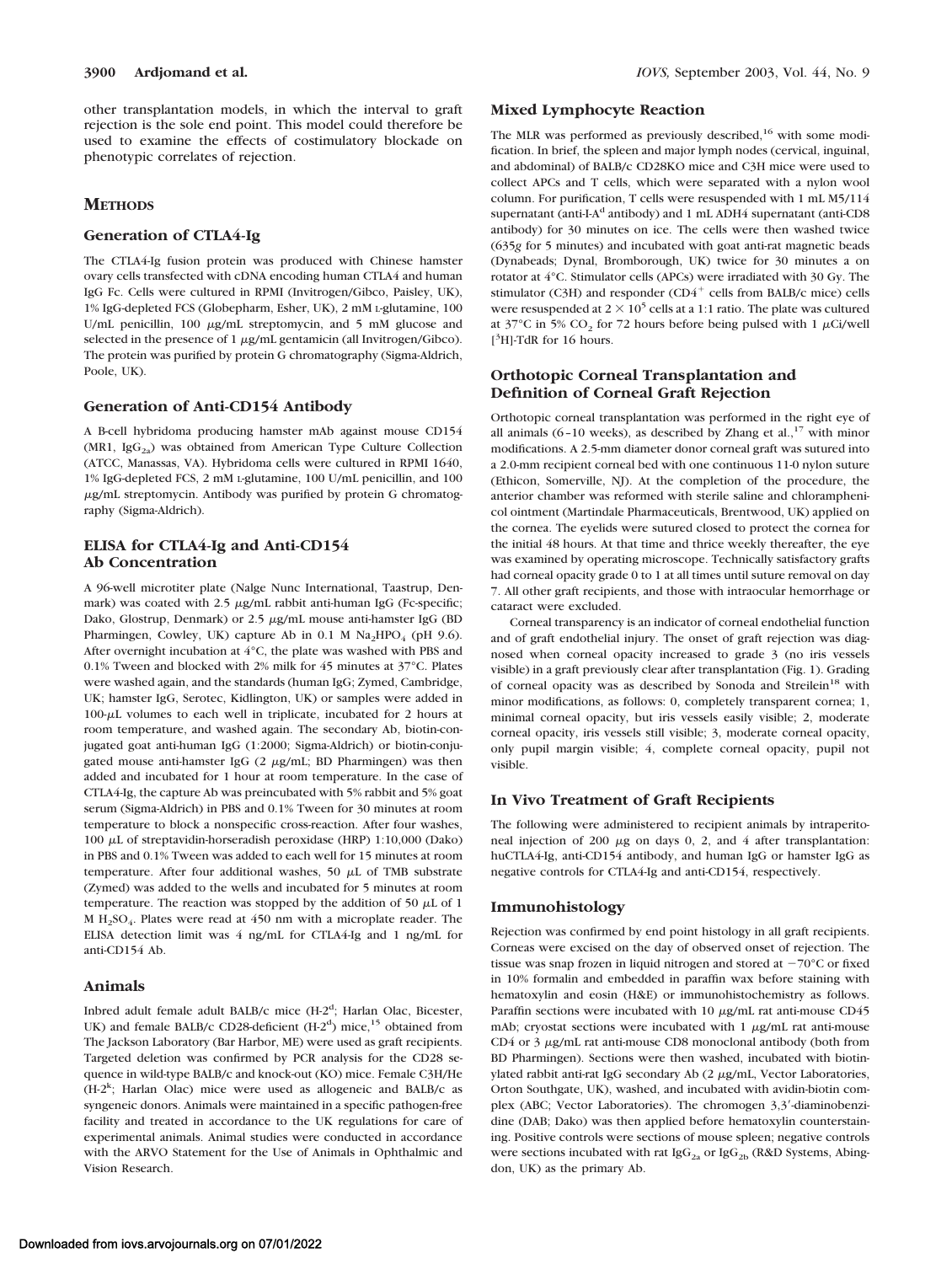other transplantation models, in which the interval to graft rejection is the sole end point. This model could therefore be used to examine the effects of costimulatory blockade on phenotypic correlates of rejection.

## METHODS

### Generation of CTLA4-Ig

The CTLA4-Ig fusion protein was produced with Chinese hamster ovary cells transfected with cDNA encoding human CTLA4 and human IgG Fc. Cells were cultured in RPMI (Invitrogen/Gibco, Paisley, UK), 1% IgG-depleted FCS (Globepharm, Esher, UK), 2 mM L-glutamine, 100 U/mL penicillin, 100 μg/mL streptomycin, and 5 mM glucose and selected in the presence of 1 μg/mL gentamicin (all Invitrogen/Gibco). The protein was purified by protein G chromatography (Sigma-Aldrich, Poole, UK).

### Generation of Anti-CD154 Antibody

A B-cell hybridoma producing hamster mAb against mouse CD154 (MR1, $IgG_{2a}$) was obtained from American Type Culture Collection (ATCC, Manassas, VA). Hybridoma cells were cultured in RPMI 1640, 1% IgG-depleted FCS, 2 mM L-glutamine, 100 U/mL penicillin, and 100 μg/mL streptomycin. Antibody was purified by protein G chromatography (Sigma-Aldrich).

### ELISA for CTLA4-Ig and Anti-CD154 Ab Concentration

A 96-well microtiter plate (Nalge Nunc International, Taastrup, Denmark) was coated with 2.5 μg/mL rabbit anti-human IgG (Fc-specific; Dako, Glostrup, Denmark) or 2.5 μg/mL mouse anti-hamster IgG (BD Pharmingen, Cowley, UK) capture Ab in 0.1 M $Na_2HPO_4$ (pH 9.6). After overnight incubation at 4°C, the plate was washed with PBS and 0.1% Tween and blocked with 2% milk for 45 minutes at 37°C. Plates were washed again, and the standards (human IgG; Zymed, Cambridge, UK; hamster IgG, Serotec, Kidlington, UK) or samples were added in 100-μL volumes to each well in triplicate, incubated for 2 hours at room temperature, and washed again. The secondary Ab, biotin-conjugated goat anti-human IgG (1:2000; Sigma-Aldrich) or biotin-conjugated mouse anti-hamster IgG (2 μg/mL; BD Pharmingen) was then added and incubated for 1 hour at room temperature. In the case of CTLA4-Ig, the capture Ab was preincubated with 5% rabbit and 5% goat serum (Sigma-Aldrich) in PBS and 0.1% Tween for 30 minutes at room temperature to block a nonspecific cross-reaction. After four washes, 100 μL of streptavidin-horseradish peroxidase (HRP) 1:10,000 (Dako) in PBS and 0.1% Tween was added to each well for 15 minutes at room temperature. After four additional washes, 50 μL of TMB substrate (Zymed) was added to the wells and incubated for 5 minutes at room temperature. The reaction was stopped by the addition of 50 μL of 1 M $H_2SO_4$. Plates were read at 450 nm with a microplate reader. The ELISA detection limit was 4 ng/mL for CTLA4-Ig and 1 ng/mL for anti-CD154 Ab.

### Animals

Inbred adult female adult BALB/c mice ($H-2^d$; Harlan Olac, Bicester, UK) and female BALB/c CD28-deficient ($H-2^d$) mice,[15] obtained from The Jackson Laboratory (Bar Harbor, ME) were used as graft recipients. Targeted deletion was confirmed by PCR analysis for the CD28 sequence in wild-type BALB/c and knock-out (KO) mice. Female C3H/He ($H-2^k$; Harlan Olac) mice were used as allogeneic and BALB/c as syngeneic donors. Animals were maintained in a specific pathogen-free facility and treated in accordance to the UK regulations for care of experimental animals. Animal studies were conducted in accordance with the ARVO Statement for the Use of Animals in Ophthalmic and Vision Research.

### Mixed Lymphocyte Reaction

The MLR was performed as previously described,[16] with some modification. In brief, the spleen and major lymph nodes (cervical, inguinal, and abdominal) of BALB/c CD28KO mice and C3H mice were used to collect APCs and T cells, which were separated with a nylon wool column. For purification, T cells were resuspended with 1 mL M5/114 supernatant (anti-I-$A^d$ antibody) and 1 mL ADH4 supernatant (anti-CD8 antibody) for 30 minutes on ice. The cells were then washed twice (635*g* for 5 minutes) and incubated with goat anti-rat magnetic beads (Dynabeads; Dynal, Bromborough, UK) twice for 30 minutes a on rotator at 4°C. Stimulator cells (APCs) were irradiated with 30 Gy. The stimulator (C3H) and responder ($CD4^+$ cells from BALB/c mice) cells were resuspended at $2 \times 10^5$ cells at a 1:1 ratio. The plate was cultured at 37°C in 5% $CO_2$ for 72 hours before being pulsed with 1 μCi/well [$^3$H]-TdR for 16 hours.

### Orthotopic Corneal Transplantation and Definition of Corneal Graft Rejection

Orthotopic corneal transplantation was performed in the right eye of all animals (6–10 weeks), as described by Zhang et al.,[17] with minor modifications. A 2.5-mm diameter donor corneal graft was sutured into a 2.0-mm recipient corneal bed with one continuous 11-0 nylon suture (Ethicon, Somerville, NJ). At the completion of the procedure, the anterior chamber was reformed with sterile saline and chloramphenicol ointment (Martindale Pharmaceuticals, Brentwood, UK) applied on the cornea. The eyelids were sutured closed to protect the cornea for the initial 48 hours. At that time and thrice weekly thereafter, the eye was examined by operating microscope. Technically satisfactory grafts had corneal opacity grade 0 to 1 at all times until suture removal on day 7. All other graft recipients, and those with intraocular hemorrhage or cataract were excluded.

Corneal transparency is an indicator of corneal endothelial function and of graft endothelial injury. The onset of graft rejection was diagnosed when corneal opacity increased to grade 3 (no iris vessels visible) in a graft previously clear after transplantation (Fig. 1). Grading of corneal opacity was as described by Sonoda and Streilein[18] with minor modifications, as follows: 0, completely transparent cornea; 1, minimal corneal opacity, but iris vessels easily visible; 2, moderate corneal opacity, iris vessels still visible; 3, moderate corneal opacity, only pupil margin visible; 4, complete corneal opacity, pupil not visible.

### In Vivo Treatment of Graft Recipients

The following were administered to recipient animals by intraperitoneal injection of 200 μg on days 0, 2, and 4 after transplantation: huCTLA4-Ig, anti-CD154 antibody, and human IgG or hamster IgG as negative controls for CTLA4-Ig and anti-CD154, respectively.

### Immunohistology

Rejection was confirmed by end point histology in all graft recipients. Corneas were excised on the day of observed onset of rejection. The tissue was snap frozen in liquid nitrogen and stored at −70°C or fixed in 10% formalin and embedded in paraffin wax before staining with hematoxylin and eosin (H&E) or immunohistochemistry as follows. Paraffin sections were incubated with 10 μg/mL rat anti-mouse CD45 mAb; cryostat sections were incubated with 1 μg/mL rat anti-mouse CD4 or 3 μg/mL rat anti-mouse CD8 monoclonal antibody (both from BD Pharmingen). Sections were then washed, incubated with biotinylated rabbit anti-rat IgG secondary Ab (2 μg/mL, Vector Laboratories, Orton Southgate, UK), washed, and incubated with avidin-biotin complex (ABC; Vector Laboratories). The chromogen 3,3′-diaminobenzidine (DAB; Dako) was then applied before hematoxylin counterstaining. Positive controls were sections of mouse spleen; negative controls were sections incubated with rat $IgG_{2a}$ or $IgG_{2b}$ (R&D Systems, Abingdon, UK) as the primary Ab.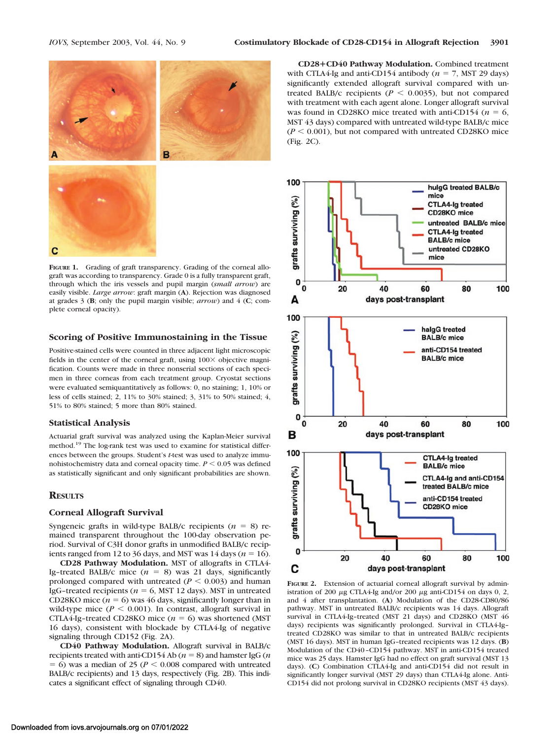**Figure 1.** Grading of graft transparency. Grading of the corneal allograft was according to transparency. Grade 0 is a fully transparent graft, through which the iris vessels and pupil margin (*small arrow*) are easily visible. *Large arrow*: graft margin (**A**). Rejection was diagnosed at grades 3 (**B**; only the pupil margin visible; *arrow*) and 4 (**C**; complete corneal opacity).

### Scoring of Positive Immunostaining in the Tissue

Positive-stained cells were counted in three adjacent light microscopic fields in the center of the corneal graft, using 100× objective magnification. Counts were made in three nonserial sections of each specimen in three corneas from each treatment group. Cryostat sections were evaluated semiquantitatively as follows: 0, no staining; 1, 10% or less of cells stained; 2, 11% to 30% stained; 3, 31% to 50% stained; 4, 51% to 80% stained; 5 more than 80% stained.

### Statistical Analysis

Actuarial graft survival was analyzed using the Kaplan-Meier survival method.[19] The log-rank test was used to examine for statistical differences between the groups. Student's *t*-test was used to analyze immunohistochemistry data and corneal opacity time. $P < 0.05$ was defined as statistically significant and only significant probabilities are shown.

## Results

### Corneal Allograft Survival

Syngeneic grafts in wild-type BALB/c recipients ($n = 8$) remained transparent throughout the 100-day observation period. Survival of C3H donor grafts in unmodified BALB/c recipients ranged from 12 to 36 days, and MST was 14 days ($n = 16$).

**CD28 Pathway Modulation.** MST of allografts in CTLA4-Ig–treated BALB/c mice ($n = 8$) was 21 days, significantly prolonged compared with untreated ($P < 0.003$) and human IgG–treated recipients ($n = 6$, MST 12 days). MST in untreated CD28KO mice ($n = 6$) was 46 days, significantly longer than in wild-type mice ($P < 0.001$). In contrast, allograft survival in CTLA4-Ig–treated CD28KO mice ($n = 6$) was shortened (MST 16 days), consistent with blockade by CTLA4-Ig of negative signaling through CD152 (Fig. 2A).

**CD40 Pathway Modulation.** Allograft survival in BALB/c recipients treated with anti-CD154 Ab ($n = 8$) and hamster IgG ($n = 6$) was a median of 25 ($P < 0.008$ compared with untreated BALB/c recipients) and 13 days, respectively (Fig. 2B). This indicates a significant effect of signaling through CD40.

**CD28+CD40 Pathway Modulation.** Combined treatment with CTLA4-Ig and anti-CD154 antibody ($n = 7$, MST 29 days) significantly extended allograft survival compared with untreated BALB/c recipients ($P < 0.0035$), but not compared with treatment with each agent alone. Longer allograft survival was found in CD28KO mice treated with anti-CD154 ($n = 6$, MST 43 days) compared with untreated wild-type BALB/c mice ($P < 0.001$), but not compared with untreated CD28KO mice (Fig. 2C).

**Figure 2.** Extension of actuarial corneal allograft survival by administration of 200 μg CTLA4-Ig and/or 200 μg anti-CD154 on days 0, 2, and 4 after transplantation. (**A**) Modulation of the CD28-CD80/86 pathway. MST in untreated BALB/c recipients was 14 days. Allograft survival in CTLA4-Ig–treated (MST 21 days) and CD28KO (MST 46 days) recipients was significantly prolonged. Survival in CTLA4-Ig–treated CD28KO was similar to that in untreated BALB/c recipients (MST 16 days). MST in human IgG–treated recipients was 12 days. (**B**) Modulation of the CD40–CD154 pathway. MST in anti-CD154 treated mice was 25 days. Hamster IgG had no effect on graft survival (MST 13 days). (**C**) Combination CTLA4-Ig and anti-CD154 did not result in significantly longer survival (MST 29 days) than CTLA4-Ig alone. Anti-CD154 did not prolong survival in CD28KO recipients (MST 43 days).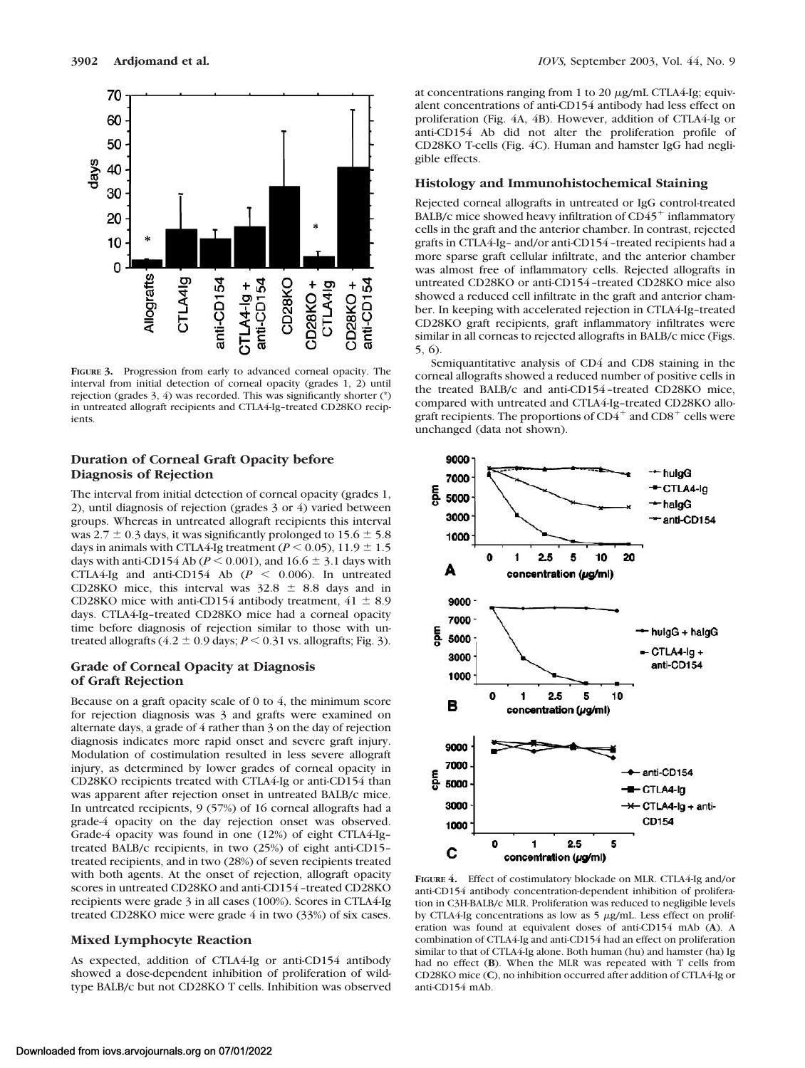FIGURE 3. Progression from early to advanced corneal opacity. The interval from initial detection of corneal opacity (grades 1, 2) until rejection (grades 3, 4) was recorded. This was significantly shorter (*) in untreated allograft recipients and CTLA4-Ig–treated CD28KO recipients.

### Duration of Corneal Graft Opacity before Diagnosis of Rejection

The interval from initial detection of corneal opacity (grades 1, 2), until diagnosis of rejection (grades 3 or 4) varied between groups. Whereas in untreated allograft recipients this interval was $2.7 \pm 0.3$ days, it was significantly prolonged to $15.6 \pm 5.8$ days in animals with CTLA4-Ig treatment ($P < 0.05$), $11.9 \pm 1.5$ days with anti-CD154 Ab ($P < 0.001$), and $16.6 \pm 3.1$ days with CTLA4-Ig and anti-CD154 Ab ($P < 0.006$). In untreated CD28KO mice, this interval was $32.8 \pm 8.8$ days and in CD28KO mice with anti-CD154 antibody treatment, $41 \pm 8.9$ days. CTLA4-Ig–treated CD28KO mice had a corneal opacity time before diagnosis of rejection similar to those with untreated allografts ($4.2 \pm 0.9$ days; $P < 0.31$ vs. allografts; Fig. 3).

### Grade of Corneal Opacity at Diagnosis of Graft Rejection

Because on a graft opacity scale of 0 to 4, the minimum score for rejection diagnosis was 3 and grafts were examined on alternate days, a grade of 4 rather than 3 on the day of rejection diagnosis indicates more rapid onset and severe graft injury. Modulation of costimulation resulted in less severe allograft injury, as determined by lower grades of corneal opacity in CD28KO recipients treated with CTLA4-Ig or anti-CD154 than was apparent after rejection onset in untreated BALB/c mice. In untreated recipients, 9 (57%) of 16 corneal allografts had a grade-4 opacity on the day rejection onset was observed. Grade-4 opacity was found in one (12%) of eight CTLA4-Ig–treated BALB/c recipients, in two (25%) of eight anti-CD15–treated recipients, and in two (28%) of seven recipients treated with both agents. At the onset of rejection, allograft opacity scores in untreated CD28KO and anti-CD154–treated CD28KO recipients were grade 3 in all cases (100%). Scores in CTLA4-Ig treated CD28KO mice were grade 4 in two (33%) of six cases.

### Mixed Lymphocyte Reaction

As expected, addition of CTLA4-Ig or anti-CD154 antibody showed a dose-dependent inhibition of proliferation of wild-type BALB/c but not CD28KO T cells. Inhibition was observed at concentrations ranging from 1 to 20 μg/mL CTLA4-Ig; equivalent concentrations of anti-CD154 antibody had less effect on proliferation (Fig. 4A, 4B). However, addition of CTLA4-Ig or anti-CD154 Ab did not alter the proliferation profile of CD28KO T-cells (Fig. 4C). Human and hamster IgG had negligible effects.

### Histology and Immunohistochemical Staining

Rejected corneal allografts in untreated or IgG control-treated BALB/c mice showed heavy infiltration of $CD45^+$ inflammatory cells in the graft and the anterior chamber. In contrast, rejected grafts in CTLA4-Ig– and/or anti-CD154–treated recipients had a more sparse graft cellular infiltrate, and the anterior chamber was almost free of inflammatory cells. Rejected allografts in untreated CD28KO or anti-CD154–treated CD28KO mice also showed a reduced cell infiltrate in the graft and anterior chamber. In keeping with accelerated rejection in CTLA4-Ig–treated CD28KO graft recipients, graft inflammatory infiltrates were similar in all corneas to rejected allografts in BALB/c mice (Figs. 5, 6).

Semiquantitative analysis of CD4 and CD8 staining in the corneal allografts showed a reduced number of positive cells in the treated BALB/c and anti-CD154–treated CD28KO mice, compared with untreated and CTLA4-Ig–treated CD28KO allograft recipients. The proportions of $CD4^+$ and $CD8^+$ cells were unchanged (data not shown).

FIGURE 4. Effect of costimulatory blockade on MLR. CTLA4-Ig and/or anti-CD154 antibody concentration-dependent inhibition of proliferation in C3H-BALB/c MLR. Proliferation was reduced to negligible levels by CTLA4-Ig concentrations as low as 5 μg/mL. Less effect on proliferation was found at equivalent doses of anti-CD154 mAb (**A**). A combination of CTLA4-Ig and anti-CD154 had an effect on proliferation similar to that of CTLA4-Ig alone. Both human (hu) and hamster (ha) Ig had no effect (**B**). When the MLR was repeated with T cells from CD28KO mice (**C**), no inhibition occurred after addition of CTLA4-Ig or anti-CD154 mAb.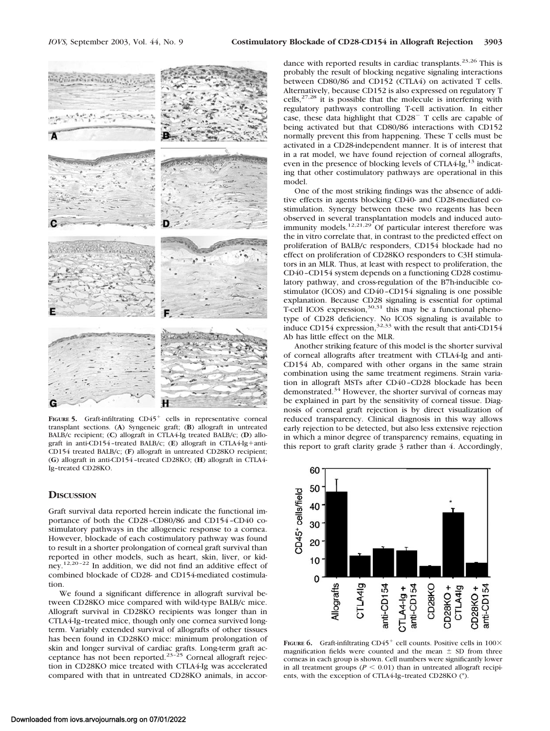**Figure 5.** Graft-infiltrating CD45[+] cells in representative corneal transplant sections. (**A**) Syngeneic graft; (**B**) allograft in untreated BALB/c recipient; (**C**) allograft in CTLA4-Ig treated BALB/c; (**D**) allograft in anti-CD154–treated BALB/c; (**E**) allograft in CTLA4-Ig+anti-CD154 treated BALB/c; (**F**) allograft in untreated CD28KO recipient; (**G**) allograft in anti-CD154–treated CD28KO; (**H**) allograft in CTLA4-Ig–treated CD28KO.

## Discussion

Graft survival data reported herein indicate the functional importance of both the CD28–CD80/86 and CD154–CD40 costimulatory pathways in the allogeneic response to a cornea. However, blockade of each costimulatory pathway was found to result in a shorter prolongation of corneal graft survival than reported in other models, such as heart, skin, liver, or kidney.[12,20–22] In addition, we did not find an additive effect of combined blockade of CD28- and CD154-mediated costimulation.

We found a significant difference in allograft survival between CD28KO mice compared with wild-type BALB/c mice. Allograft survival in CD28KO recipients was longer than in CTLA4-Ig–treated mice, though only one cornea survived long-term. Variably extended survival of allografts of other tissues has been found in CD28KO mice: minimum prolongation of skin and longer survival of cardiac grafts. Long-term graft acceptance has not been reported.[23–25] Corneal allograft rejection in CD28KO mice treated with CTLA4-Ig was accelerated compared with that in untreated CD28KO animals, in accordance with reported results in cardiac transplants.[23,26] This is probably the result of blocking negative signaling interactions between CD80/86 and CD152 (CTLA4) on activated T cells. Alternatively, because CD152 is also expressed on regulatory T cells,[27,28] it is possible that the molecule is interfering with regulatory pathways controlling T-cell activation. In either case, these data highlight that CD28[−] T cells are capable of being activated but that CD80/86 interactions with CD152 normally prevent this from happening. These T cells must be activated in a CD28-independent manner. It is of interest that in a rat model, we have found rejection of corneal allografts, even in the presence of blocking levels of CTLA4-Ig,[13] indicating that other costimulatory pathways are operational in this model.

One of the most striking findings was the absence of additive effects in agents blocking CD40- and CD28-mediated costimulation. Synergy between these two reagents has been observed in several transplantation models and induced autoimmunity models.[12,21,29] Of particular interest therefore was the in vitro correlate that, in contrast to the predicted effect on proliferation of BALB/c responders, CD154 blockade had no effect on proliferation of CD28KO responders to C3H stimulators in an MLR. Thus, at least with respect to proliferation, the CD40–CD154 system depends on a functioning CD28 costimulatory pathway, and cross-regulation of the B7h-inducible costimulator (ICOS) and CD40–CD154 signaling is one possible explanation. Because CD28 signaling is essential for optimal T-cell ICOS expression,[30,31] this may be a functional phenotype of CD28 deficiency. No ICOS signaling is available to induce CD154 expression,[32,33] with the result that anti-CD154 Ab has little effect on the MLR.

Another striking feature of this model is the shorter survival of corneal allografts after treatment with CTLA4-Ig and anti-CD154 Ab, compared with other organs in the same strain combination using the same treatment regimens. Strain variation in allograft MSTs after CD40–CD28 blockade has been demonstrated.[34] However, the shorter survival of corneas may be explained in part by the sensitivity of corneal tissue. Diagnosis of corneal graft rejection is by direct visualization of reduced transparency. Clinical diagnosis in this way allows early rejection to be detected, but also less extensive rejection in which a minor degree of transparency remains, equating in this report to graft clarity grade 3 rather than 4. Accordingly,

**Figure 6.** Graft-infiltrating CD45[+] cell counts. Positive cells in 100× magnification fields were counted and the mean ± SD from three corneas in each group is shown. Cell numbers were significantly lower in all treatment groups ($P < 0.01$) than in untreated allograft recipients, with the exception of CTLA4-Ig–treated CD28KO (*).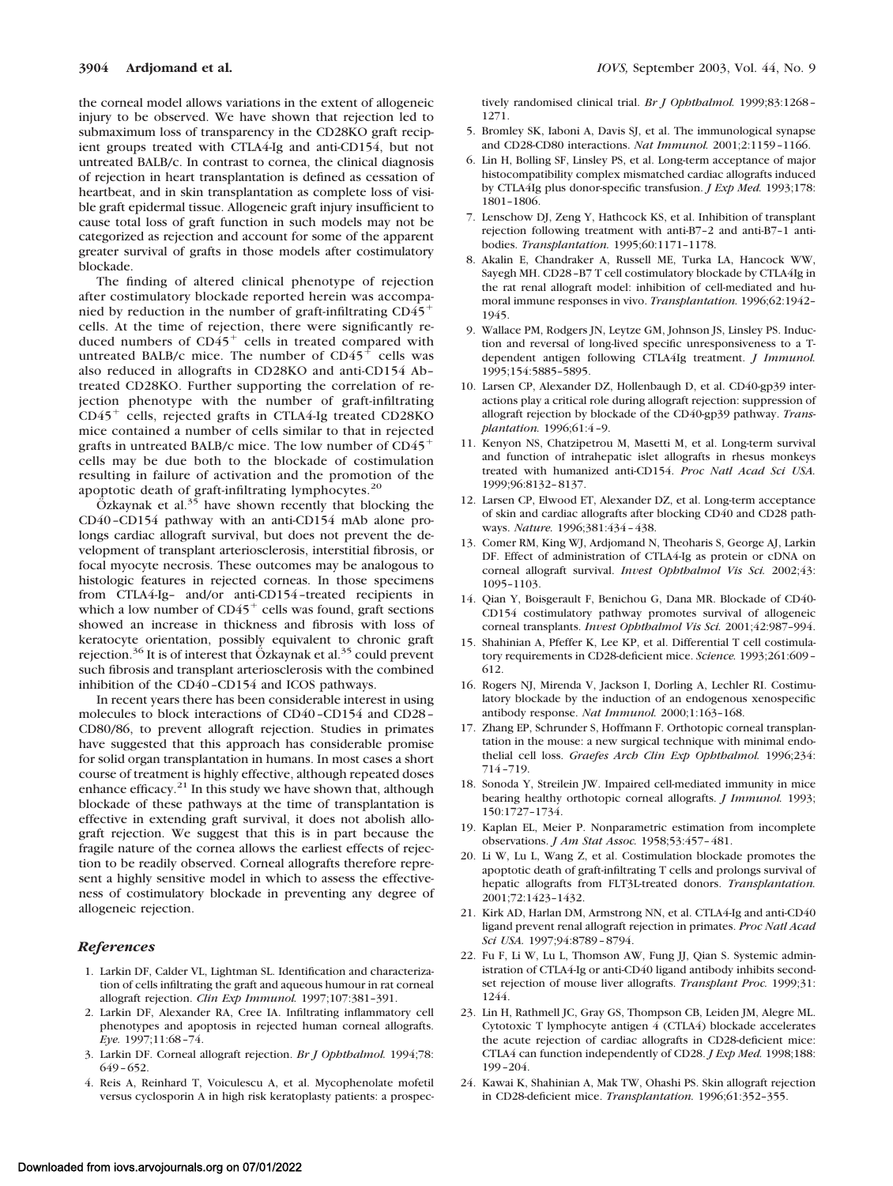the corneal model allows variations in the extent of allogeneic injury to be observed. We have shown that rejection led to submaximum loss of transparency in the CD28KO graft recipient groups treated with CTLA4-Ig and anti-CD154, but not untreated BALB/c. In contrast to cornea, the clinical diagnosis of rejection in heart transplantation is defined as cessation of heartbeat, and in skin transplantation as complete loss of visible graft epidermal tissue. Allogeneic graft injury insufficient to cause total loss of graft function in such models may not be categorized as rejection and account for some of the apparent greater survival of grafts in those models after costimulatory blockade.

The finding of altered clinical phenotype of rejection after costimulatory blockade reported herein was accompanied by reduction in the number of graft-infiltrating $CD45^+$ cells. At the time of rejection, there were significantly reduced numbers of $CD45^+$ cells in treated compared with untreated BALB/c mice. The number of $CD45^+$ cells was also reduced in allografts in CD28KO and anti-CD154 Ab–treated CD28KO. Further supporting the correlation of rejection phenotype with the number of graft-infiltrating $CD45^+$ cells, rejected grafts in CTLA4-Ig treated CD28KO mice contained a number of cells similar to that in rejected grafts in untreated BALB/c mice. The low number of $CD45^+$ cells may be due both to the blockade of costimulation resulting in failure of activation and the promotion of the apoptotic death of graft-infiltrating lymphocytes.[20]

Özkaynak et al.[35] have shown recently that blocking the CD40–CD154 pathway with an anti-CD154 mAb alone prolongs cardiac allograft survival, but does not prevent the development of transplant arteriosclerosis, interstitial fibrosis, or focal myocyte necrosis. These outcomes may be analogous to histologic features in rejected corneas. In those specimens from CTLA4-Ig– and/or anti-CD154–treated recipients in which a low number of $CD45^+$ cells was found, graft sections showed an increase in thickness and fibrosis with loss of keratocyte orientation, possibly equivalent to chronic graft rejection.[36] It is of interest that Özkaynak et al.[35] could prevent such fibrosis and transplant arteriosclerosis with the combined inhibition of the CD40–CD154 and ICOS pathways.

In recent years there has been considerable interest in using molecules to block interactions of CD40–CD154 and CD28–CD80/86, to prevent allograft rejection. Studies in primates have suggested that this approach has considerable promise for solid organ transplantation in humans. In most cases a short course of treatment is highly effective, although repeated doses enhance efficacy.[21] In this study we have shown that, although blockade of these pathways at the time of transplantation is effective in extending graft survival, it does not abolish allograft rejection. We suggest that this is in part because the fragile nature of the cornea allows the earliest effects of rejection to be readily observed. Corneal allografts therefore represent a highly sensitive model in which to assess the effectiveness of costimulatory blockade in preventing any degree of allogeneic rejection.

## *References*

1. Larkin DF, Calder VL, Lightman SL. Identification and characterization of cells infiltrating the graft and aqueous humour in rat corneal allograft rejection. *Clin Exp Immunol.* 1997;107:381–391.
2. Larkin DF, Alexander RA, Cree IA. Infiltrating inflammatory cell phenotypes and apoptosis in rejected human corneal allografts. *Eye.* 1997;11:68–74.
3. Larkin DF. Corneal allograft rejection. *Br J Ophthalmol.* 1994;78: 649–652.
4. Reis A, Reinhard T, Voiculescu A, et al. Mycophenolate mofetil versus cyclosporin A in high risk keratoplasty patients: a prospectively randomised clinical trial. *Br J Ophthalmol.* 1999;83:1268–1271.
5. Bromley SK, Iaboni A, Davis SJ, et al. The immunological synapse and CD28-CD80 interactions. *Nat Immunol.* 2001;2:1159–1166.
6. Lin H, Bolling SF, Linsley PS, et al. Long-term acceptance of major histocompatibility complex mismatched cardiac allografts induced by CTLA4Ig plus donor-specific transfusion. *J Exp Med.* 1993;178: 1801–1806.
7. Lenschow DJ, Zeng Y, Hathcock KS, et al. Inhibition of transplant rejection following treatment with anti-B7–2 and anti-B7–1 antibodies. *Transplantation.* 1995;60:1171–1178.
8. Akalin E, Chandraker A, Russell ME, Turka LA, Hancock WW, Sayegh MH. CD28–B7 T cell costimulatory blockade by CTLA4Ig in the rat renal allograft model: inhibition of cell-mediated and humoral immune responses in vivo. *Transplantation.* 1996;62:1942–1945.
9. Wallace PM, Rodgers JN, Leytze GM, Johnson JS, Linsley PS. Induction and reversal of long-lived specific unresponsiveness to a T-dependent antigen following CTLA4Ig treatment. *J Immunol.* 1995;154:5885–5895.
10. Larsen CP, Alexander DZ, Hollenbaugh D, et al. CD40-gp39 interactions play a critical role during allograft rejection: suppression of allograft rejection by blockade of the CD40-gp39 pathway. *Transplantation.* 1996;61:4–9.
11. Kenyon NS, Chatzipetrou M, Masetti M, et al. Long-term survival and function of intrahepatic islet allografts in rhesus monkeys treated with humanized anti-CD154. *Proc Natl Acad Sci USA.* 1999;96:8132–8137.
12. Larsen CP, Elwood ET, Alexander DZ, et al. Long-term acceptance of skin and cardiac allografts after blocking CD40 and CD28 pathways. *Nature.* 1996;381:434–438.
13. Comer RM, King WJ, Ardjomand N, Theoharis S, George AJ, Larkin DF. Effect of administration of CTLA4-Ig as protein or cDNA on corneal allograft survival. *Invest Ophthalmol Vis Sci.* 2002;43: 1095–1103.
14. Qian Y, Boisgerault F, Benichou G, Dana MR. Blockade of CD40-CD154 costimulatory pathway promotes survival of allogeneic corneal transplants. *Invest Ophthalmol Vis Sci.* 2001;42:987–994.
15. Shahinian A, Pfeffer K, Lee KP, et al. Differential T cell costimulatory requirements in CD28-deficient mice. *Science.* 1993;261:609–612.
16. Rogers NJ, Mirenda V, Jackson I, Dorling A, Lechler RI. Costimulatory blockade by the induction of an endogenous xenospecific antibody response. *Nat Immunol.* 2000;1:163–168.
17. Zhang EP, Schrunder S, Hoffmann F. Orthotopic corneal transplantation in the mouse: a new surgical technique with minimal endothelial cell loss. *Graefes Arch Clin Exp Ophthalmol.* 1996;234: 714–719.
18. Sonoda Y, Streilein JW. Impaired cell-mediated immunity in mice bearing healthy orthotopic corneal allografts. *J Immunol.* 1993; 150:1727–1734.
19. Kaplan EL, Meier P. Nonparametric estimation from incomplete observations. *J Am Stat Assoc.* 1958;53:457–481.
20. Li W, Lu L, Wang Z, et al. Costimulation blockade promotes the apoptotic death of graft-infiltrating T cells and prolongs survival of hepatic allografts from FLT3L-treated donors. *Transplantation.* 2001;72:1423–1432.
21. Kirk AD, Harlan DM, Armstrong NN, et al. CTLA4-Ig and anti-CD40 ligand prevent renal allograft rejection in primates. *Proc Natl Acad Sci USA.* 1997;94:8789–8794.
22. Fu F, Li W, Lu L, Thomson AW, Fung JJ, Qian S. Systemic administration of CTLA4-Ig or anti-CD40 ligand antibody inhibits second-set rejection of mouse liver allografts. *Transplant Proc.* 1999;31: 1244.
23. Lin H, Rathmell JC, Gray GS, Thompson CB, Leiden JM, Alegre ML. Cytotoxic T lymphocyte antigen 4 (CTLA4) blockade accelerates the acute rejection of cardiac allografts in CD28-deficient mice: CTLA4 can function independently of CD28. *J Exp Med.* 1998;188: 199–204.
24. Kawai K, Shahinian A, Mak TW, Ohashi PS. Skin allograft rejection in CD28-deficient mice. *Transplantation.* 1996;61:352–355.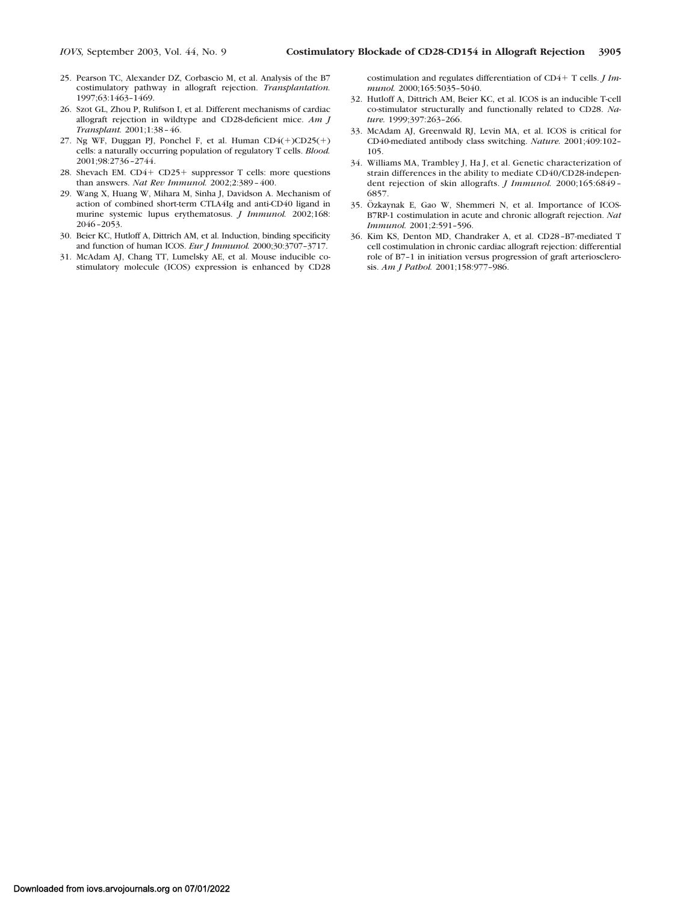25. Pearson TC, Alexander DZ, Corbascio M, et al. Analysis of the B7 costimulatory pathway in allograft rejection. *Transplantation.* 1997;63:1463–1469.
26. Szot GL, Zhou P, Rulifson I, et al. Different mechanisms of cardiac allograft rejection in wildtype and CD28-deficient mice. *Am J Transplant.* 2001;1:38–46.
27. Ng WF, Duggan PJ, Ponchel F, et al. Human CD4(+)CD25(+) cells: a naturally occurring population of regulatory T cells. *Blood.* 2001;98:2736–2744.
28. Shevach EM. CD4+ CD25+ suppressor T cells: more questions than answers. *Nat Rev Immunol.* 2002;2:389–400.
29. Wang X, Huang W, Mihara M, Sinha J, Davidson A. Mechanism of action of combined short-term CTLA4Ig and anti-CD40 ligand in murine systemic lupus erythematosus. *J Immunol.* 2002;168: 2046–2053.
30. Beier KC, Hutloff A, Dittrich AM, et al. Induction, binding specificity and function of human ICOS. *Eur J Immunol.* 2000;30:3707–3717.
31. McAdam AJ, Chang TT, Lumelsky AE, et al. Mouse inducible costimulatory molecule (ICOS) expression is enhanced by CD28 costimulation and regulates differentiation of CD4+ T cells. *J Immunol.* 2000;165:5035–5040.
32. Hutloff A, Dittrich AM, Beier KC, et al. ICOS is an inducible T-cell co-stimulator structurally and functionally related to CD28. *Nature.* 1999;397:263–266.
33. McAdam AJ, Greenwald RJ, Levin MA, et al. ICOS is critical for CD40-mediated antibody class switching. *Nature.* 2001;409:102–105.
34. Williams MA, Trambley J, Ha J, et al. Genetic characterization of strain differences in the ability to mediate CD40/CD28-independent rejection of skin allografts. *J Immunol.* 2000;165:6849–6857.
35. Özkaynak E, Gao W, Shemmeri N, et al. Importance of ICOS-B7RP-1 costimulation in acute and chronic allograft rejection. *Nat Immunol.* 2001;2:591–596.
36. Kim KS, Denton MD, Chandraker A, et al. CD28–B7-mediated T cell costimulation in chronic cardiac allograft rejection: differential role of B7–1 in initiation versus progression of graft arteriosclerosis. *Am J Pathol.* 2001;158:977–986.